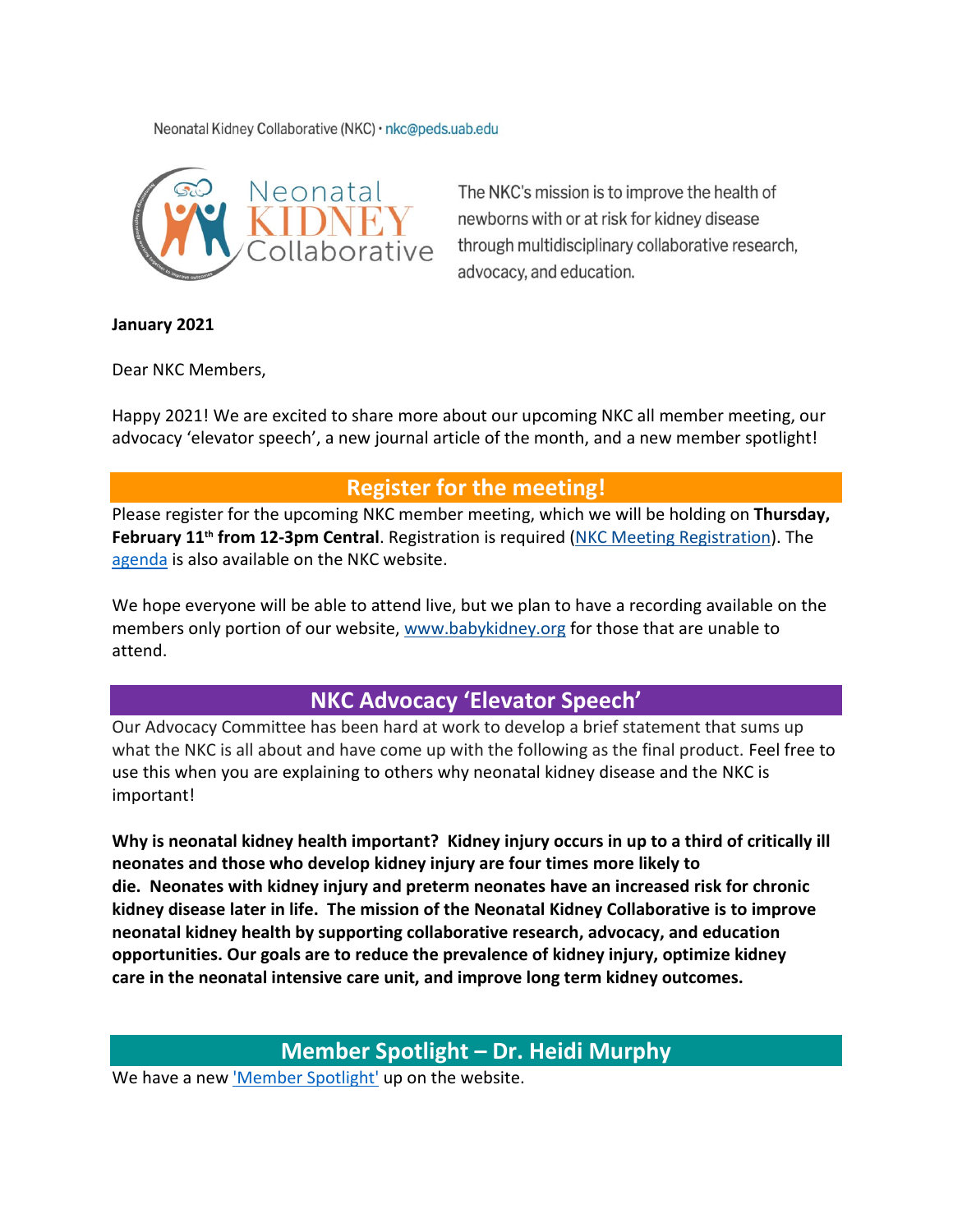Neonatal Kidney Collaborative (NKC) · nkc@peds.uab.edu

Neonatal KIDNEY Collaborative

The NKC's mission is to improve the health of newborns with or at risk for kidney disease through multidisciplinary collaborative research, advocacy, and education.

**January 2021**

Dear NKC Members,

Happy 2021! We are excited to share more about our upcoming NKC all member meeting, our advocacy 'elevator speech', a new journal article of the month, and a new member spotlight!

## Register for the meeting!

Please register for the upcoming NKC member meeting, which we will be holding on **Thursday, February 11th from 12-3pm Central**. Registration is required (NKC Meeting Registration). The agenda is also available on the NKC website.

We hope everyone will be able to attend live, but we plan to have a recording available on the members only portion of our website, www.babykidney.org for those that are unable to attend.

## NKC Advocacy 'Elevator Speech'

Our Advocacy Committee has been hard at work to develop a brief statement that sums up what the NKC is all about and have come up with the following as the final product. Feel free to use this when you are explaining to others why neonatal kidney disease and the NKC is important!

**Why is neonatal kidney health important? Kidney injury occurs in up to a third of critically ill neonates and those who develop kidney injury are four times more likely to die. Neonates with kidney injury and preterm neonates have an increased risk for chronic kidney disease later in life. The mission of the Neonatal Kidney Collaborative is to improve neonatal kidney health by supporting collaborative research, advocacy, and education opportunities. Our goals are to reduce the prevalence of kidney injury, optimize kidney care in the neonatal intensive care unit, and improve long term kidney outcomes.**

## Member Spotlight – Dr. Heidi Murphy

We have a new 'Member Spotlight' up on the website.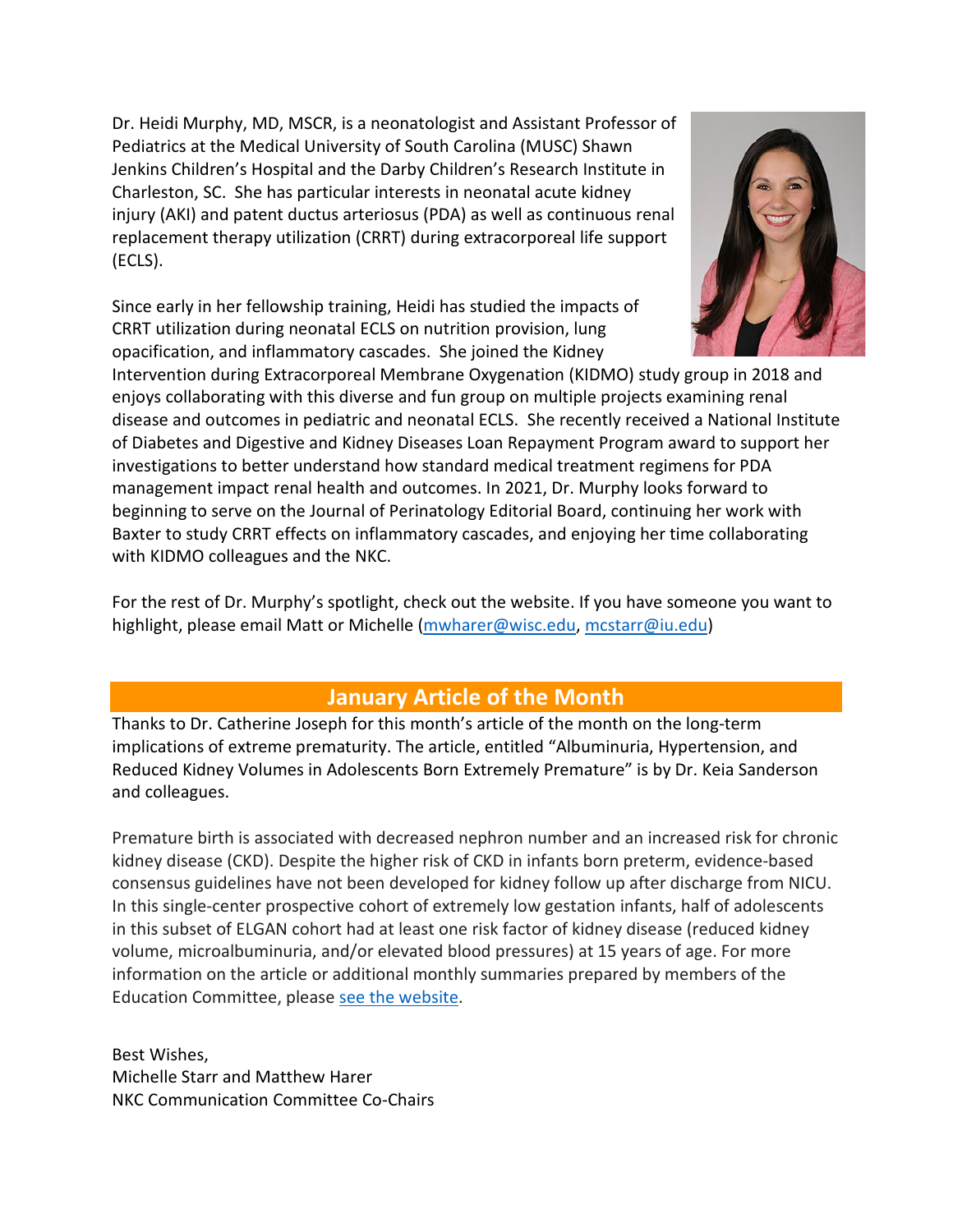Dr. Heidi Murphy, MD, MSCR, is a neonatologist and Assistant Professor of Pediatrics at the Medical University of South Carolina (MUSC) Shawn Jenkins Children's Hospital and the Darby Children's Research Institute in Charleston, SC. She has particular interests in neonatal acute kidney injury (AKI) and patent ductus arteriosus (PDA) as well as continuous renal replacement therapy utilization (CRRT) during extracorporeal life support (ECLS).

Since early in her fellowship training, Heidi has studied the impacts of CRRT utilization during neonatal ECLS on nutrition provision, lung opacification, and inflammatory cascades. She joined the Kidney Intervention during Extracorporeal Membrane Oxygenation (KIDMO) study group in 2018 and enjoys collaborating with this diverse and fun group on multiple projects examining renal disease and outcomes in pediatric and neonatal ECLS. She recently received a National Institute of Diabetes and Digestive and Kidney Diseases Loan Repayment Program award to support her investigations to better understand how standard medical treatment regimens for PDA management impact renal health and outcomes. In 2021, Dr. Murphy looks forward to beginning to serve on the Journal of Perinatology Editorial Board, continuing her work with Baxter to study CRRT effects on inflammatory cascades, and enjoying her time collaborating with KIDMO colleagues and the NKC.

For the rest of Dr. Murphy's spotlight, check out the website. If you have someone you want to highlight, please email Matt or Michelle (mwharer@wisc.edu, mcstarr@iu.edu)

## January Article of the Month

Thanks to Dr. Catherine Joseph for this month's article of the month on the long-term implications of extreme prematurity. The article, entitled "Albuminuria, Hypertension, and Reduced Kidney Volumes in Adolescents Born Extremely Premature" is by Dr. Keia Sanderson and colleagues.

Premature birth is associated with decreased nephron number and an increased risk for chronic kidney disease (CKD). Despite the higher risk of CKD in infants born preterm, evidence-based consensus guidelines have not been developed for kidney follow up after discharge from NICU. In this single-center prospective cohort of extremely low gestation infants, half of adolescents in this subset of ELGAN cohort had at least one risk factor of kidney disease (reduced kidney volume, microalbuminuria, and/or elevated blood pressures) at 15 years of age. For more information on the article or additional monthly summaries prepared by members of the Education Committee, please see the website.

Best Wishes,
Michelle Starr and Matthew Harer
NKC Communication Committee Co-Chairs